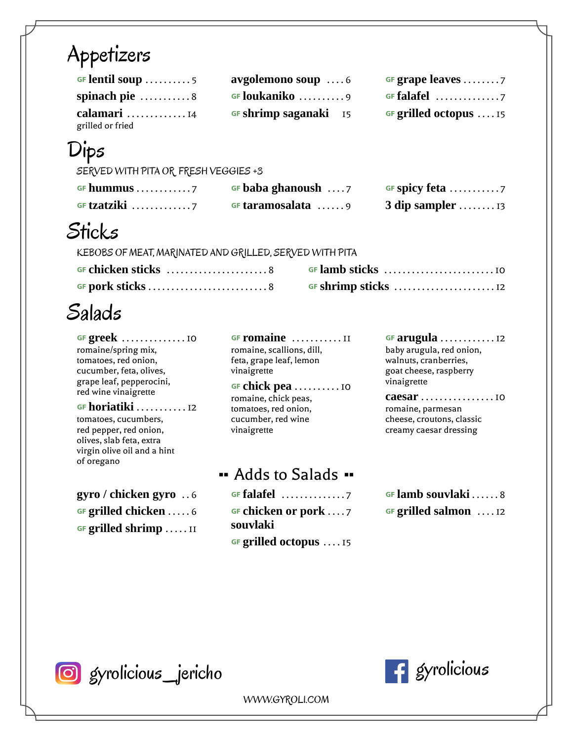# Appetizers

- GF **lentil soup** .......... 5
- **avgolemono soup** .... 6
- GF **grape leaves** ........ 7
- **spinach pie** ........... 8
- GF **loukaniko** .......... 9
- GF **falafel** .............. 7
- **calamari** ............. 14
  grilled or fried
- GF **shrimp saganaki** 15
- GF **grilled octopus** .... 15

# Dips

SERVED WITH PITA OR FRESH VEGGIES +3

- GF **hummus** ............ 7
- GF **baba ghanoush** .... 7
- GF **spicy feta** ........... 7
- GF **tzatziki** ............. 7
- GF **taramosalata** ...... 9
- **3 dip sampler** ........ 13

# Sticks

KEBOBS OF MEAT, MARINATED AND GRILLED, SERVED WITH PITA

- GF **chicken sticks** ...................... 8
- GF **lamb sticks** ........................ 10
- GF **pork sticks** .......................... 8
- GF **shrimp sticks** ...................... 12

# Salads

- GF **greek** .............. 10
  romaine/spring mix, tomatoes, red onion, cucumber, feta, olives, grape leaf, pepperocini, red wine vinaigrette
- GF **horiatiki** ........... 12
  tomatoes, cucumbers, red pepper, red onion, olives, slab feta, extra virgin olive oil and a hint of oregano
- GF **romaine** ........... 11
  romaine, scallions, dill, feta, grape leaf, lemon vinaigrette
- GF **chick pea** .......... 10
  romaine, chick peas, tomatoes, red onion, cucumber, red wine vinaigrette
- GF **arugula** ............ 12
  baby arugula, red onion, walnuts, cranberries, goat cheese, raspberry vinaigrette
- **caesar** ................ 10
  romaine, parmesan cheese, croutons, classic creamy caesar dressing

## Adds to Salads

- **gyro / chicken gyro** .. 6
- GF **grilled chicken** ..... 6
- GF **grilled shrimp** ..... 11
- GF **falafel** .............. 7
- GF **chicken or pork souvlaki** .... 7
- GF **grilled octopus** .... 15
- GF **lamb souvlaki** ...... 8
- GF **grilled salmon** .... 12

gyrolicious_jericho

gyrolicious

WWW.GYROLI.COM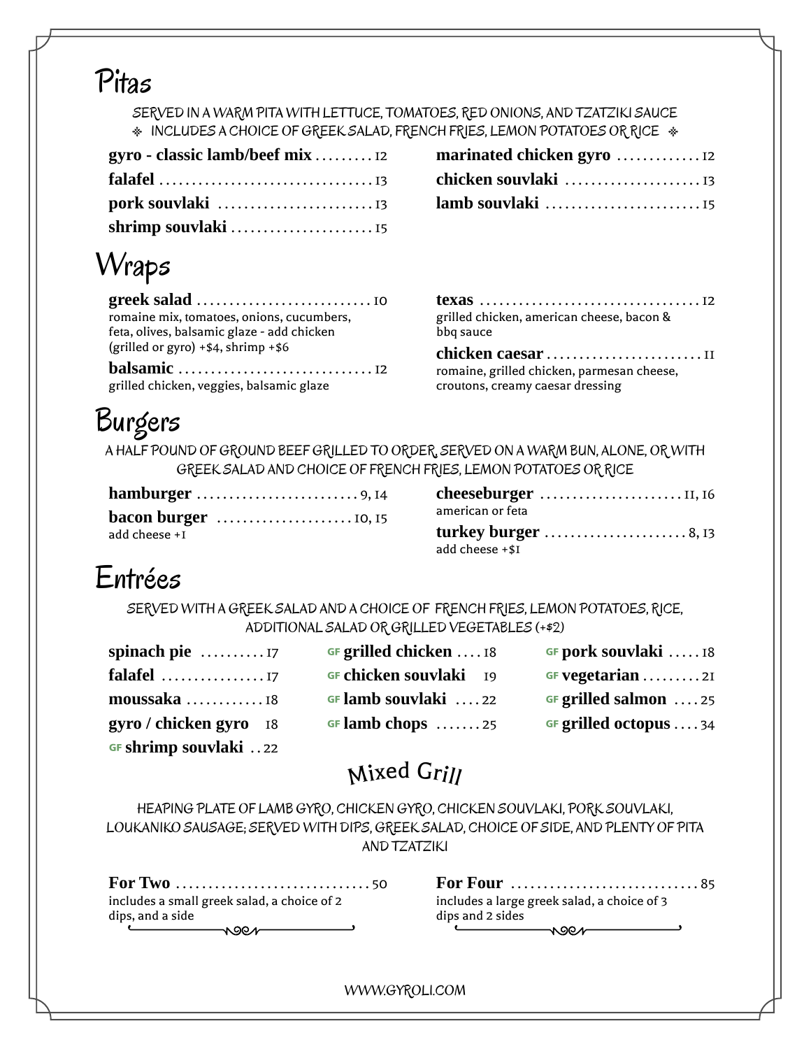# Pitas

SERVED IN A WARM PITA WITH LETTUCE, TOMATOES, RED ONIONS, AND TZATZIKI SAUCE
❈ INCLUDES A CHOICE OF GREEK SALAD, FRENCH FRIES, LEMON POTATOES OR RICE ❈

**gyro - classic lamb/beef mix** ......... 12

**falafel** ......... 13

**pork souvlaki** ......... 13

**shrimp souvlaki** ......... 15

**marinated chicken gyro** ......... 12

**chicken souvlaki** ......... 13

**lamb souvlaki** ......... 15

# Wraps

**greek salad** ......... 10
romaine mix, tomatoes, onions, cucumbers, feta, olives, balsamic glaze - add chicken (grilled or gyro) +$4, shrimp +$6

**balsamic** ......... 12
grilled chicken, veggies, balsamic glaze

**texas** ......... 12
grilled chicken, american cheese, bacon & bbq sauce

**chicken caesar** ......... 11
romaine, grilled chicken, parmesan cheese, croutons, creamy caesar dressing

# Burgers

A HALF POUND OF GROUND BEEF GRILLED TO ORDER, SERVED ON A WARM BUN, ALONE, OR WITH GREEK SALAD AND CHOICE OF FRENCH FRIES, LEMON POTATOES OR RICE

**hamburger** ......... 9, 14

**bacon burger** ......... 10, 15
add cheese +1

**cheeseburger** ......... 11, 16
american or feta

**turkey burger** ......... 8, 13
add cheese +$1

# Entrées

SERVED WITH A GREEK SALAD AND A CHOICE OF FRENCH FRIES, LEMON POTATOES, RICE, ADDITIONAL SALAD OR GRILLED VEGETABLES (+$2)

**spinach pie** ......... 17

**falafel** ......... 17

**moussaka** ......... 18

**gyro / chicken gyro** 18

GF **shrimp souvlaki** .. 22

GF **grilled chicken** .... 18

GF **chicken souvlaki** 19

GF **lamb souvlaki** .... 22

GF **lamb chops** ....... 25

GF **pork souvlaki** ..... 18

GF **vegetarian** ......... 21

GF **grilled salmon** .... 25

GF **grilled octopus** .... 34

## Mixed Grill

HEAPING PLATE OF LAMB GYRO, CHICKEN GYRO, CHICKEN SOUVLAKI, PORK SOUVLAKI, LOUKANIKO SAUSAGE; SERVED WITH DIPS, GREEK SALAD, CHOICE OF SIDE, AND PLENTY OF PITA AND TZATZIKI

**For Two** ......... 50
includes a small greek salad, a choice of 2 dips, and a side

**For Four** ......... 85
includes a large greek salad, a choice of 3 dips and 2 sides

WWW.GYROLI.COM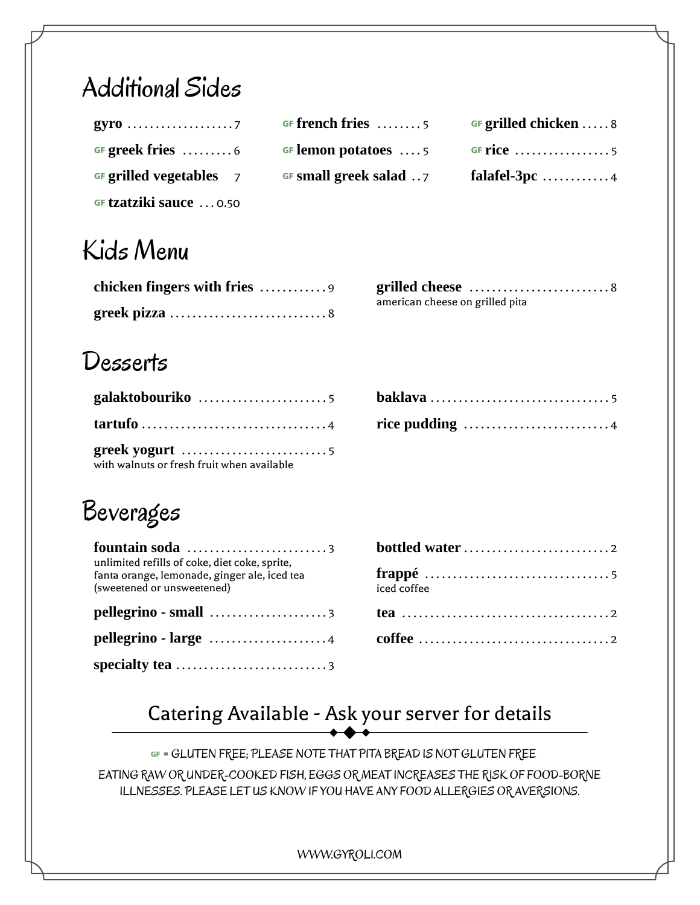## Additional Sides

**gyro** ................... 7

GF **greek fries** ......... 6

GF **grilled vegetables** 7

GF **tzatziki sauce** ... 0.50

GF **french fries** ........ 5

GF **lemon potatoes** .... 5

GF **small greek salad** .. 7

GF **grilled chicken** ..... 8

GF **rice** ................. 5

**falafel-3pc** ............ 4

## Kids Menu

**chicken fingers with fries** ............ 9

**greek pizza** ............................ 8

**grilled cheese** ......................... 8
american cheese on grilled pita

## Desserts

**galaktobouriko** ....................... 5

**tartufo** ................................. 4

**greek yogurt** .......................... 5
with walnuts or fresh fruit when available

**baklava** ................................ 5

**rice pudding** .......................... 4

## Beverages

**fountain soda** ......................... 3
unlimited refills of coke, diet coke, sprite, fanta orange, lemonade, ginger ale, iced tea (sweetened or unsweetened)

**pellegrino - small** ..................... 3

**pellegrino - large** ..................... 4

**specialty tea** ........................... 3

**bottled water** .......................... 2

**frappé** ................................. 5
iced coffee

**tea** ..................................... 2

**coffee** .................................. 2

### Catering Available - Ask your server for details

GF = GLUTEN FREE; PLEASE NOTE THAT PITA BREAD IS NOT GLUTEN FREE

EATING RAW OR UNDER-COOKED FISH, EGGS OR MEAT INCREASES THE RISK OF FOOD-BORNE ILLNESSES. PLEASE LET US KNOW IF YOU HAVE ANY FOOD ALLERGIES OR AVERSIONS.

WWW.GYROLI.COM